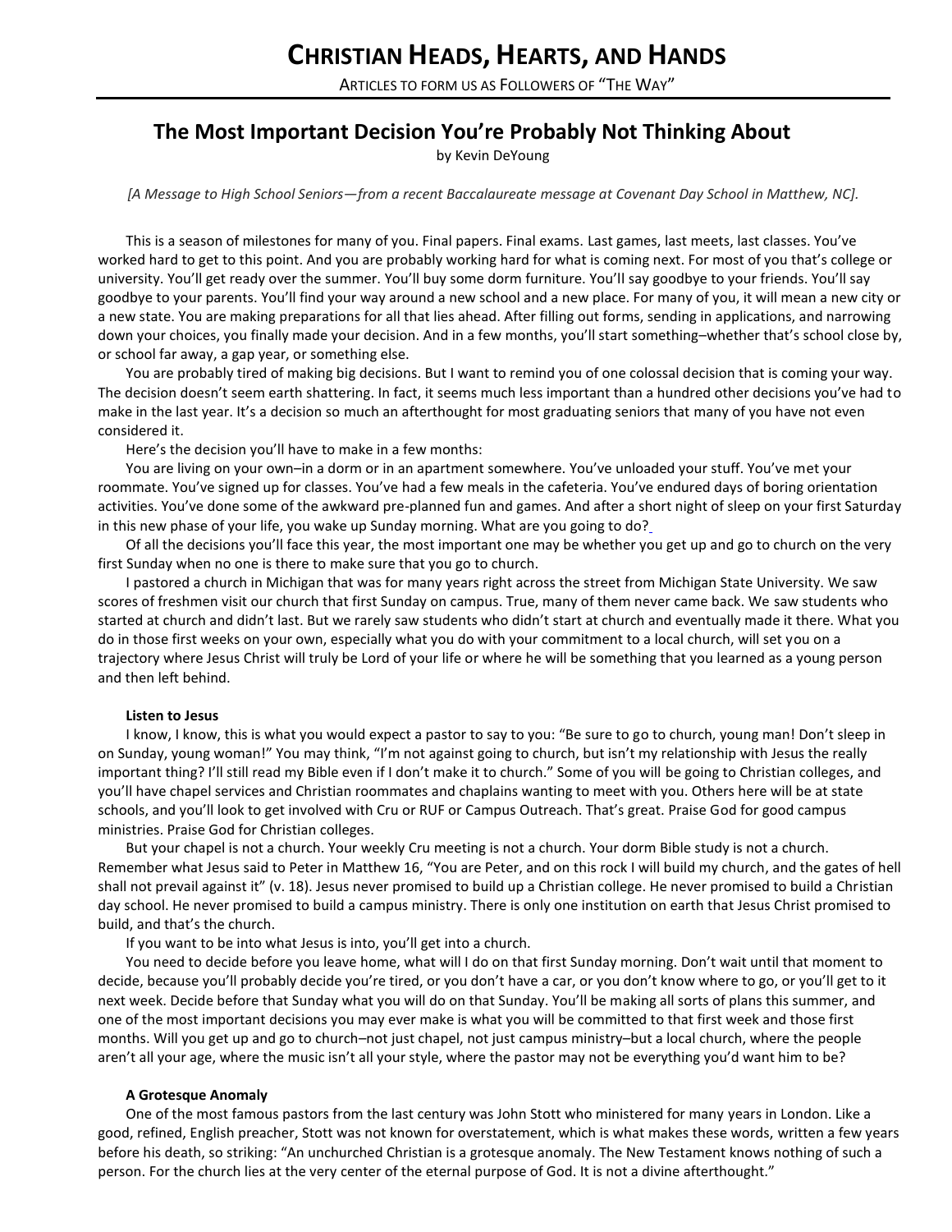# Christian Heads, Hearts, and Hands

Articles to form us as Followers of "The Way"

## The Most Important Decision You're Probably Not Thinking About

by Kevin DeYoung

*[A Message to High School Seniors—from a recent Baccalaureate message at Covenant Day School in Matthew, NC].*

This is a season of milestones for many of you. Final papers. Final exams. Last games, last meets, last classes. You've worked hard to get to this point. And you are probably working hard for what is coming next. For most of you that's college or university. You'll get ready over the summer. You'll buy some dorm furniture. You'll say goodbye to your friends. You'll say goodbye to your parents. You'll find your way around a new school and a new place. For many of you, it will mean a new city or a new state. You are making preparations for all that lies ahead. After filling out forms, sending in applications, and narrowing down your choices, you finally made your decision. And in a few months, you'll start something–whether that's school close by, or school far away, a gap year, or something else.

You are probably tired of making big decisions. But I want to remind you of one colossal decision that is coming your way. The decision doesn't seem earth shattering. In fact, it seems much less important than a hundred other decisions you've had to make in the last year. It's a decision so much an afterthought for most graduating seniors that many of you have not even considered it.

Here's the decision you'll have to make in a few months:

You are living on your own–in a dorm or in an apartment somewhere. You've unloaded your stuff. You've met your roommate. You've signed up for classes. You've had a few meals in the cafeteria. You've endured days of boring orientation activities. You've done some of the awkward pre-planned fun and games. And after a short night of sleep on your first Saturday in this new phase of your life, you wake up Sunday morning. What are you going to do?

Of all the decisions you'll face this year, the most important one may be whether you get up and go to church on the very first Sunday when no one is there to make sure that you go to church.

I pastored a church in Michigan that was for many years right across the street from Michigan State University. We saw scores of freshmen visit our church that first Sunday on campus. True, many of them never came back. We saw students who started at church and didn't last. But we rarely saw students who didn't start at church and eventually made it there. What you do in those first weeks on your own, especially what you do with your commitment to a local church, will set you on a trajectory where Jesus Christ will truly be Lord of your life or where he will be something that you learned as a young person and then left behind.

**Listen to Jesus**

I know, I know, this is what you would expect a pastor to say to you: "Be sure to go to church, young man! Don't sleep in on Sunday, young woman!" You may think, "I'm not against going to church, but isn't my relationship with Jesus the really important thing? I'll still read my Bible even if I don't make it to church." Some of you will be going to Christian colleges, and you'll have chapel services and Christian roommates and chaplains wanting to meet with you. Others here will be at state schools, and you'll look to get involved with Cru or RUF or Campus Outreach. That's great. Praise God for good campus ministries. Praise God for Christian colleges.

But your chapel is not a church. Your weekly Cru meeting is not a church. Your dorm Bible study is not a church. Remember what Jesus said to Peter in Matthew 16, "You are Peter, and on this rock I will build my church, and the gates of hell shall not prevail against it" (v. 18). Jesus never promised to build up a Christian college. He never promised to build a Christian day school. He never promised to build a campus ministry. There is only one institution on earth that Jesus Christ promised to build, and that's the church.

If you want to be into what Jesus is into, you'll get into a church.

You need to decide before you leave home, what will I do on that first Sunday morning. Don't wait until that moment to decide, because you'll probably decide you're tired, or you don't have a car, or you don't know where to go, or you'll get to it next week. Decide before that Sunday what you will do on that Sunday. You'll be making all sorts of plans this summer, and one of the most important decisions you may ever make is what you will be committed to that first week and those first months. Will you get up and go to church–not just chapel, not just campus ministry–but a local church, where the people aren't all your age, where the music isn't all your style, where the pastor may not be everything you'd want him to be?

**A Grotesque Anomaly**

One of the most famous pastors from the last century was John Stott who ministered for many years in London. Like a good, refined, English preacher, Stott was not known for overstatement, which is what makes these words, written a few years before his death, so striking: "An unchurched Christian is a grotesque anomaly. The New Testament knows nothing of such a person. For the church lies at the very center of the eternal purpose of God. It is not a divine afterthought."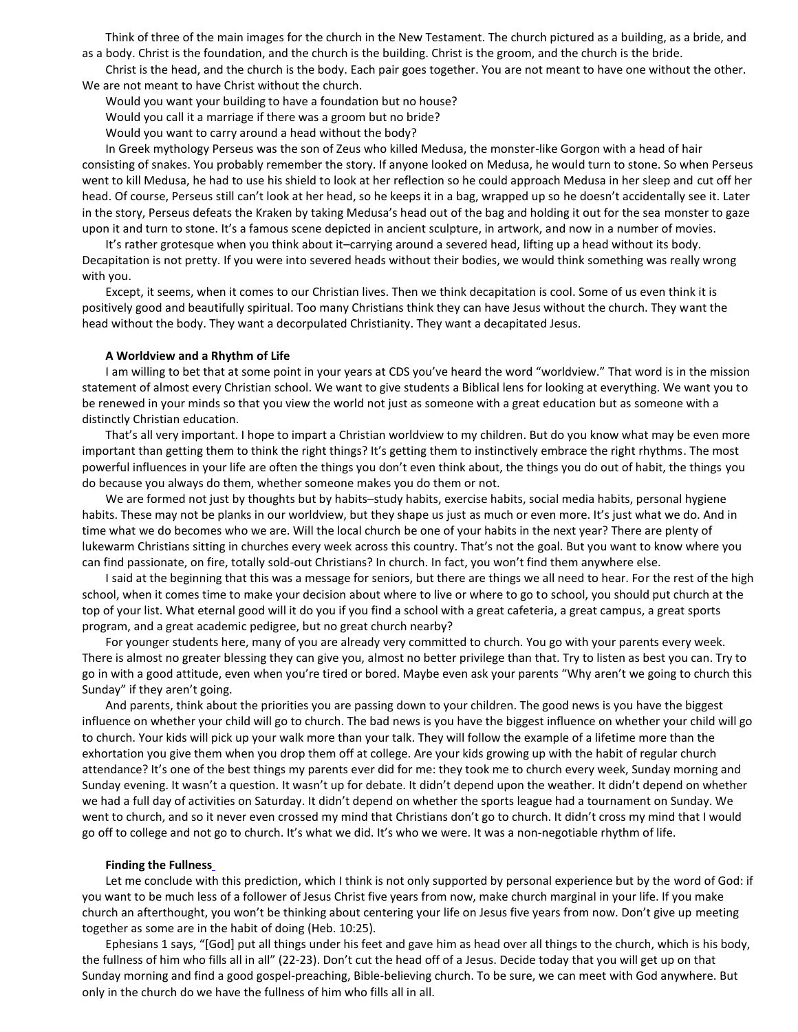Think of three of the main images for the church in the New Testament. The church pictured as a building, as a bride, and as a body. Christ is the foundation, and the church is the building. Christ is the groom, and the church is the bride.

Christ is the head, and the church is the body. Each pair goes together. You are not meant to have one without the other. We are not meant to have Christ without the church.

Would you want your building to have a foundation but no house?

Would you call it a marriage if there was a groom but no bride?

Would you want to carry around a head without the body?

In Greek mythology Perseus was the son of Zeus who killed Medusa, the monster-like Gorgon with a head of hair consisting of snakes. You probably remember the story. If anyone looked on Medusa, he would turn to stone. So when Perseus went to kill Medusa, he had to use his shield to look at her reflection so he could approach Medusa in her sleep and cut off her head. Of course, Perseus still can't look at her head, so he keeps it in a bag, wrapped up so he doesn't accidentally see it. Later in the story, Perseus defeats the Kraken by taking Medusa's head out of the bag and holding it out for the sea monster to gaze upon it and turn to stone. It's a famous scene depicted in ancient sculpture, in artwork, and now in a number of movies.

It's rather grotesque when you think about it–carrying around a severed head, lifting up a head without its body. Decapitation is not pretty. If you were into severed heads without their bodies, we would think something was really wrong with you.

Except, it seems, when it comes to our Christian lives. Then we think decapitation is cool. Some of us even think it is positively good and beautifully spiritual. Too many Christians think they can have Jesus without the church. They want the head without the body. They want a decorpulated Christianity. They want a decapitated Jesus.

**A Worldview and a Rhythm of Life**

I am willing to bet that at some point in your years at CDS you've heard the word "worldview." That word is in the mission statement of almost every Christian school. We want to give students a Biblical lens for looking at everything. We want you to be renewed in your minds so that you view the world not just as someone with a great education but as someone with a distinctly Christian education.

That's all very important. I hope to impart a Christian worldview to my children. But do you know what may be even more important than getting them to think the right things? It's getting them to instinctively embrace the right rhythms. The most powerful influences in your life are often the things you don't even think about, the things you do out of habit, the things you do because you always do them, whether someone makes you do them or not.

We are formed not just by thoughts but by habits–study habits, exercise habits, social media habits, personal hygiene habits. These may not be planks in our worldview, but they shape us just as much or even more. It's just what we do. And in time what we do becomes who we are. Will the local church be one of your habits in the next year? There are plenty of lukewarm Christians sitting in churches every week across this country. That's not the goal. But you want to know where you can find passionate, on fire, totally sold-out Christians? In church. In fact, you won't find them anywhere else.

I said at the beginning that this was a message for seniors, but there are things we all need to hear. For the rest of the high school, when it comes time to make your decision about where to live or where to go to school, you should put church at the top of your list. What eternal good will it do you if you find a school with a great cafeteria, a great campus, a great sports program, and a great academic pedigree, but no great church nearby?

For younger students here, many of you are already very committed to church. You go with your parents every week. There is almost no greater blessing they can give you, almost no better privilege than that. Try to listen as best you can. Try to go in with a good attitude, even when you're tired or bored. Maybe even ask your parents "Why aren't we going to church this Sunday" if they aren't going.

And parents, think about the priorities you are passing down to your children. The good news is you have the biggest influence on whether your child will go to church. The bad news is you have the biggest influence on whether your child will go to church. Your kids will pick up your walk more than your talk. They will follow the example of a lifetime more than the exhortation you give them when you drop them off at college. Are your kids growing up with the habit of regular church attendance? It's one of the best things my parents ever did for me: they took me to church every week, Sunday morning and Sunday evening. It wasn't a question. It wasn't up for debate. It didn't depend upon the weather. It didn't depend on whether we had a full day of activities on Saturday. It didn't depend on whether the sports league had a tournament on Sunday. We went to church, and so it never even crossed my mind that Christians don't go to church. It didn't cross my mind that I would go off to college and not go to church. It's what we did. It's who we were. It was a non-negotiable rhythm of life.

**Finding the Fullness**

Let me conclude with this prediction, which I think is not only supported by personal experience but by the word of God: if you want to be much less of a follower of Jesus Christ five years from now, make church marginal in your life. If you make church an afterthought, you won't be thinking about centering your life on Jesus five years from now. Don't give up meeting together as some are in the habit of doing (Heb. 10:25).

Ephesians 1 says, "[God] put all things under his feet and gave him as head over all things to the church, which is his body, the fullness of him who fills all in all" (22-23). Don't cut the head off of a Jesus. Decide today that you will get up on that Sunday morning and find a good gospel-preaching, Bible-believing church. To be sure, we can meet with God anywhere. But only in the church do we have the fullness of him who fills all in all.